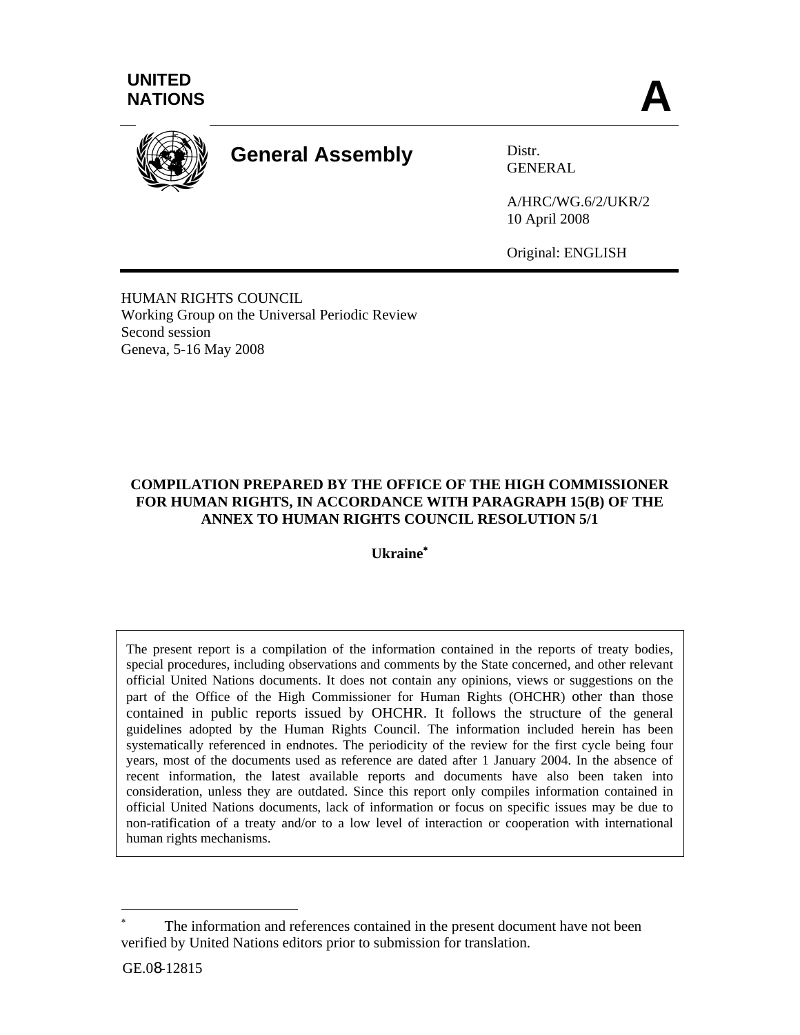UNITED NATIONS

**A**

# General Assembly

Distr.
GENERAL

A/HRC/WG.6/2/UKR/2
10 April 2008

Original: ENGLISH

HUMAN RIGHTS COUNCIL
Working Group on the Universal Periodic Review
Second session
Geneva, 5-16 May 2008

## COMPILATION PREPARED BY THE OFFICE OF THE HIGH COMMISSIONER FOR HUMAN RIGHTS, IN ACCORDANCE WITH PARAGRAPH 15(B) OF THE ANNEX TO HUMAN RIGHTS COUNCIL RESOLUTION 5/1

**Ukraine***

The present report is a compilation of the information contained in the reports of treaty bodies, special procedures, including observations and comments by the State concerned, and other relevant official United Nations documents. It does not contain any opinions, views or suggestions on the part of the Office of the High Commissioner for Human Rights (OHCHR) other than those contained in public reports issued by OHCHR. It follows the structure of the general guidelines adopted by the Human Rights Council. The information included herein has been systematically referenced in endnotes. The periodicity of the review for the first cycle being four years, most of the documents used as reference are dated after 1 January 2004. In the absence of recent information, the latest available reports and documents have also been taken into consideration, unless they are outdated. Since this report only compiles information contained in official United Nations documents, lack of information or focus on specific issues may be due to non-ratification of a treaty and/or to a low level of interaction or cooperation with international human rights mechanisms.

---

\* The information and references contained in the present document have not been verified by United Nations editors prior to submission for translation.

GE.08-12815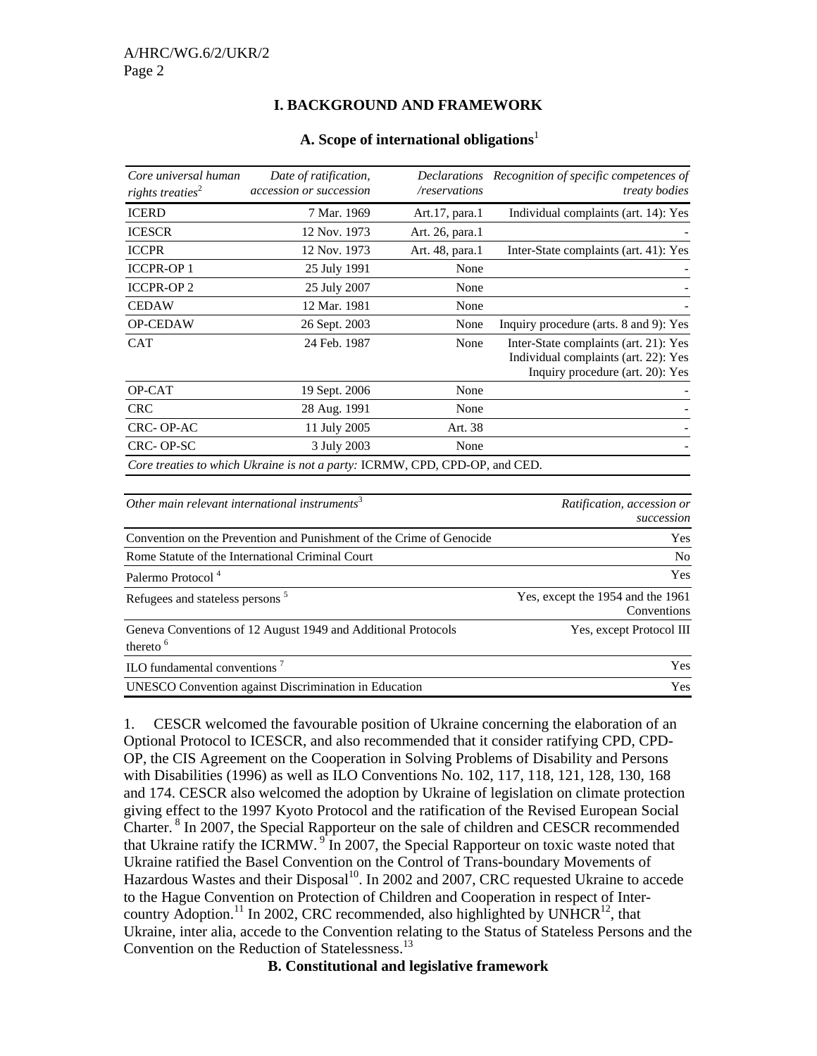## I. BACKGROUND AND FRAMEWORK

### A. Scope of international obligations[1]

| *Core universal human rights treaties*[2] | *Date of ratification, accession or succession* | *Declarations /reservations* | *Recognition of specific competences of treaty bodies* |
|---|---|---|---|
| ICERD | 7 Mar. 1969 | Art.17, para.1 | Individual complaints (art. 14): Yes |
| ICESCR | 12 Nov. 1973 | Art. 26, para.1 | - |
| ICCPR | 12 Nov. 1973 | Art. 48, para.1 | Inter-State complaints (art. 41): Yes |
| ICCPR-OP 1 | 25 July 1991 | None | - |
| ICCPR-OP 2 | 25 July 2007 | None | - |
| CEDAW | 12 Mar. 1981 | None | - |
| OP-CEDAW | 26 Sept. 2003 | None | Inquiry procedure (arts. 8 and 9): Yes |
| CAT | 24 Feb. 1987 | None | Inter-State complaints (art. 21): Yes<br>Individual complaints (art. 22): Yes<br>Inquiry procedure (art. 20): Yes |
| OP-CAT | 19 Sept. 2006 | None | - |
| CRC | 28 Aug. 1991 | None | - |
| CRC- OP-AC | 11 July 2005 | Art. 38 | - |
| CRC- OP-SC | 3 July 2003 | None | - |

*Core treaties to which Ukraine is not a party:* ICRMW, CPD, CPD-OP, and CED.

| *Other main relevant international instruments*[3] | *Ratification, accession or succession* |
|---|---|
| Convention on the Prevention and Punishment of the Crime of Genocide | Yes |
| Rome Statute of the International Criminal Court | No |
| Palermo Protocol [4] | Yes |
| Refugees and stateless persons [5] | Yes, except the 1954 and the 1961 Conventions |
| Geneva Conventions of 12 August 1949 and Additional Protocols thereto [6] | Yes, except Protocol III |
| ILO fundamental conventions [7] | Yes |
| UNESCO Convention against Discrimination in Education | Yes |

1. CESCR welcomed the favourable position of Ukraine concerning the elaboration of an Optional Protocol to ICESCR, and also recommended that it consider ratifying CPD, CPD-OP, the CIS Agreement on the Cooperation in Solving Problems of Disability and Persons with Disabilities (1996) as well as ILO Conventions No. 102, 117, 118, 121, 128, 130, 168 and 174. CESCR also welcomed the adoption by Ukraine of legislation on climate protection giving effect to the 1997 Kyoto Protocol and the ratification of the Revised European Social Charter. [8] In 2007, the Special Rapporteur on the sale of children and CESCR recommended that Ukraine ratify the ICRMW. [9] In 2007, the Special Rapporteur on toxic waste noted that Ukraine ratified the Basel Convention on the Control of Trans-boundary Movements of Hazardous Wastes and their Disposal[10]. In 2002 and 2007, CRC requested Ukraine to accede to the Hague Convention on Protection of Children and Cooperation in respect of Inter-country Adoption.[11] In 2002, CRC recommended, also highlighted by UNHCR[12], that Ukraine, inter alia, accede to the Convention relating to the Status of Stateless Persons and the Convention on the Reduction of Statelessness.[13]

### B. Constitutional and legislative framework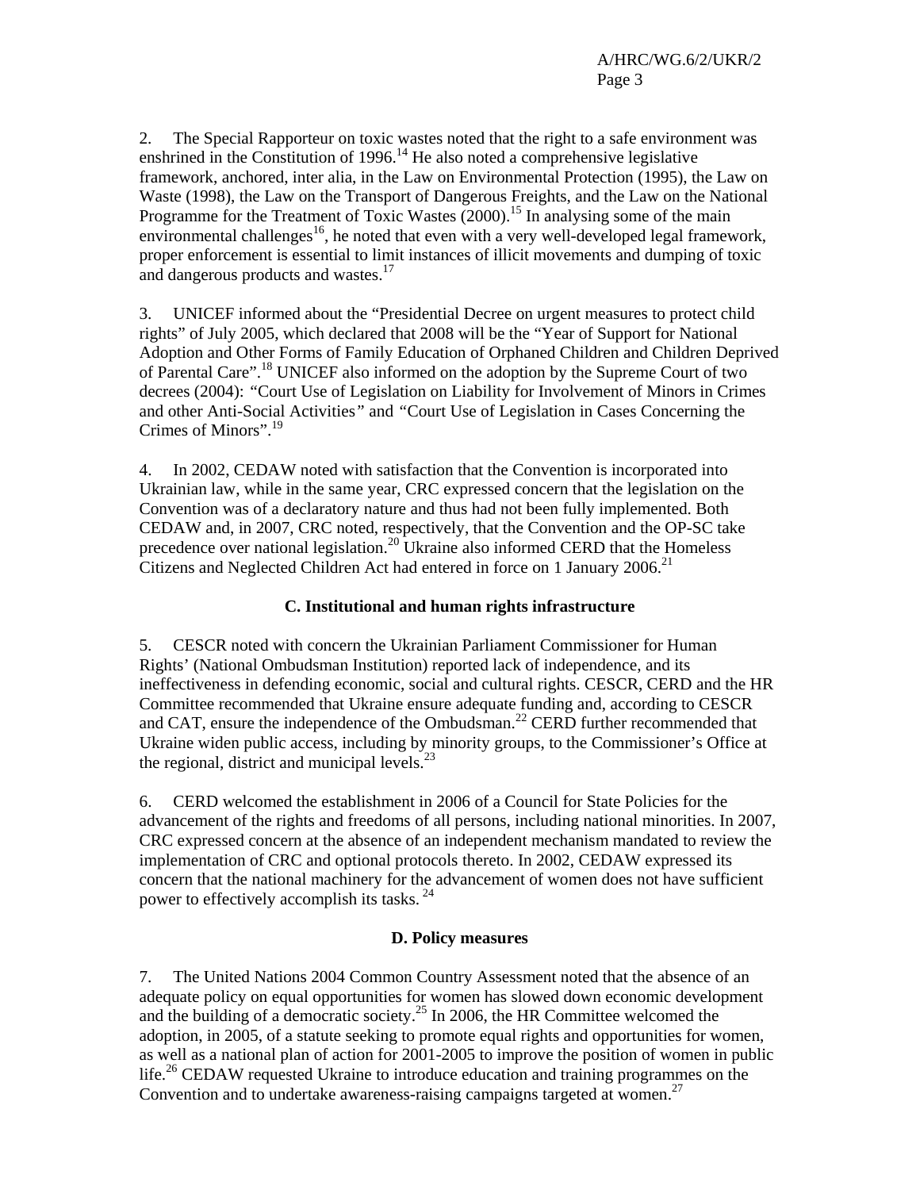2. The Special Rapporteur on toxic wastes noted that the right to a safe environment was enshrined in the Constitution of 1996.[14] He also noted a comprehensive legislative framework, anchored, inter alia, in the Law on Environmental Protection (1995), the Law on Waste (1998), the Law on the Transport of Dangerous Freights, and the Law on the National Programme for the Treatment of Toxic Wastes (2000).[15] In analysing some of the main environmental challenges[16], he noted that even with a very well-developed legal framework, proper enforcement is essential to limit instances of illicit movements and dumping of toxic and dangerous products and wastes.[17]

3. UNICEF informed about the "Presidential Decree on urgent measures to protect child rights" of July 2005, which declared that 2008 will be the "Year of Support for National Adoption and Other Forms of Family Education of Orphaned Children and Children Deprived of Parental Care".[18] UNICEF also informed on the adoption by the Supreme Court of two decrees (2004): "Court Use of Legislation on Liability for Involvement of Minors in Crimes and other Anti-Social Activities" and "Court Use of Legislation in Cases Concerning the Crimes of Minors".[19]

4. In 2002, CEDAW noted with satisfaction that the Convention is incorporated into Ukrainian law, while in the same year, CRC expressed concern that the legislation on the Convention was of a declaratory nature and thus had not been fully implemented. Both CEDAW and, in 2007, CRC noted, respectively, that the Convention and the OP-SC take precedence over national legislation.[20] Ukraine also informed CERD that the Homeless Citizens and Neglected Children Act had entered in force on 1 January 2006.[21]

## C. Institutional and human rights infrastructure

5. CESCR noted with concern the Ukrainian Parliament Commissioner for Human Rights' (National Ombudsman Institution) reported lack of independence, and its ineffectiveness in defending economic, social and cultural rights. CESCR, CERD and the HR Committee recommended that Ukraine ensure adequate funding and, according to CESCR and CAT, ensure the independence of the Ombudsman.[22] CERD further recommended that Ukraine widen public access, including by minority groups, to the Commissioner's Office at the regional, district and municipal levels.[23]

6. CERD welcomed the establishment in 2006 of a Council for State Policies for the advancement of the rights and freedoms of all persons, including national minorities. In 2007, CRC expressed concern at the absence of an independent mechanism mandated to review the implementation of CRC and optional protocols thereto. In 2002, CEDAW expressed its concern that the national machinery for the advancement of women does not have sufficient power to effectively accomplish its tasks.[24]

## D. Policy measures

7. The United Nations 2004 Common Country Assessment noted that the absence of an adequate policy on equal opportunities for women has slowed down economic development and the building of a democratic society.[25] In 2006, the HR Committee welcomed the adoption, in 2005, of a statute seeking to promote equal rights and opportunities for women, as well as a national plan of action for 2001-2005 to improve the position of women in public life.[26] CEDAW requested Ukraine to introduce education and training programmes on the Convention and to undertake awareness-raising campaigns targeted at women.[27]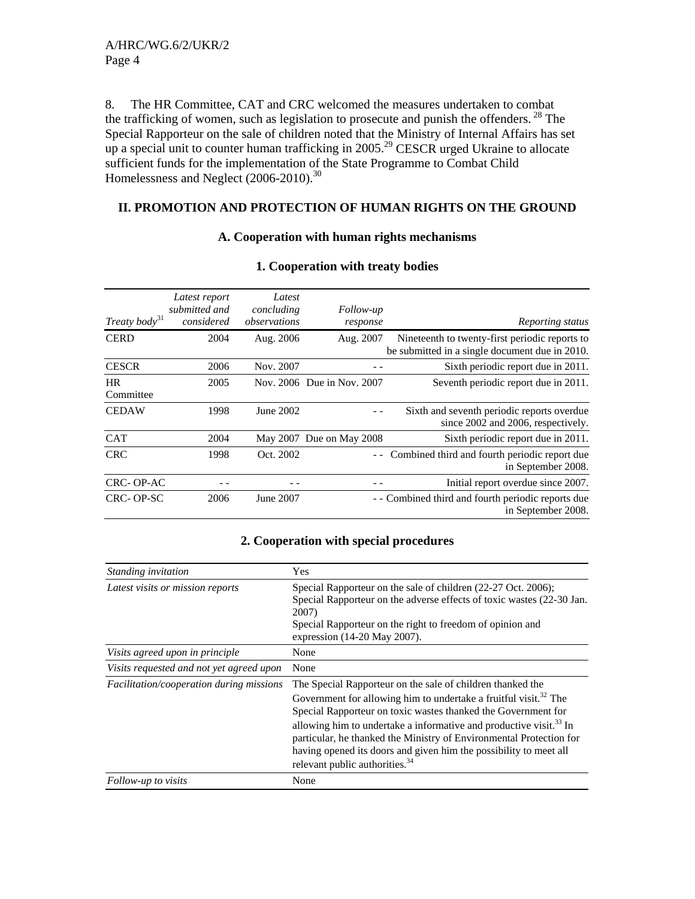8. The HR Committee, CAT and CRC welcomed the measures undertaken to combat the trafficking of women, such as legislation to prosecute and punish the offenders. [28] The Special Rapporteur on the sale of children noted that the Ministry of Internal Affairs has set up a special unit to counter human trafficking in 2005.[29] CESCR urged Ukraine to allocate sufficient funds for the implementation of the State Programme to Combat Child Homelessness and Neglect (2006-2010).[30]

## II. PROMOTION AND PROTECTION OF HUMAN RIGHTS ON THE GROUND

### A. Cooperation with human rights mechanisms

#### 1. Cooperation with treaty bodies

| *Treaty body*[31] | *Latest report submitted and considered* | *Latest concluding observations* | *Follow-up response* | *Reporting status* |
|---|---|---|---|---|
| CERD | 2004 | Aug. 2006 | Aug. 2007 | Nineteenth to twenty-first periodic reports to be submitted in a single document due in 2010. |
| CESCR | 2006 | Nov. 2007 | - - | Sixth periodic report due in 2011. |
| HR Committee | 2005 | Nov. 2006 | Due in Nov. 2007 | Seventh periodic report due in 2011. |
| CEDAW | 1998 | June 2002 | - - | Sixth and seventh periodic reports overdue since 2002 and 2006, respectively. |
| CAT | 2004 | May 2007 | Due on May 2008 | Sixth periodic report due in 2011. |
| CRC | 1998 | Oct. 2002 | - - | Combined third and fourth periodic report due in September 2008. |
| CRC- OP-AC | - - | - - | - - | Initial report overdue since 2007. |
| CRC- OP-SC | 2006 | June 2007 | - - | Combined third and fourth periodic reports due in September 2008. |

#### 2. Cooperation with special procedures

| | |
|---|---|
| *Standing invitation* | Yes |
| *Latest visits or mission reports* | Special Rapporteur on the sale of children (22-27 Oct. 2006); Special Rapporteur on the adverse effects of toxic wastes (22-30 Jan. 2007) Special Rapporteur on the right to freedom of opinion and expression (14-20 May 2007). |
| *Visits agreed upon in principle* | None |
| *Visits requested and not yet agreed upon* | None |
| *Facilitation/cooperation during missions* | The Special Rapporteur on the sale of children thanked the Government for allowing him to undertake a fruitful visit.[32] The Special Rapporteur on toxic wastes thanked the Government for allowing him to undertake a informative and productive visit.[33] In particular, he thanked the Ministry of Environmental Protection for having opened its doors and given him the possibility to meet all relevant public authorities.[34] |
| *Follow-up to visits* | None |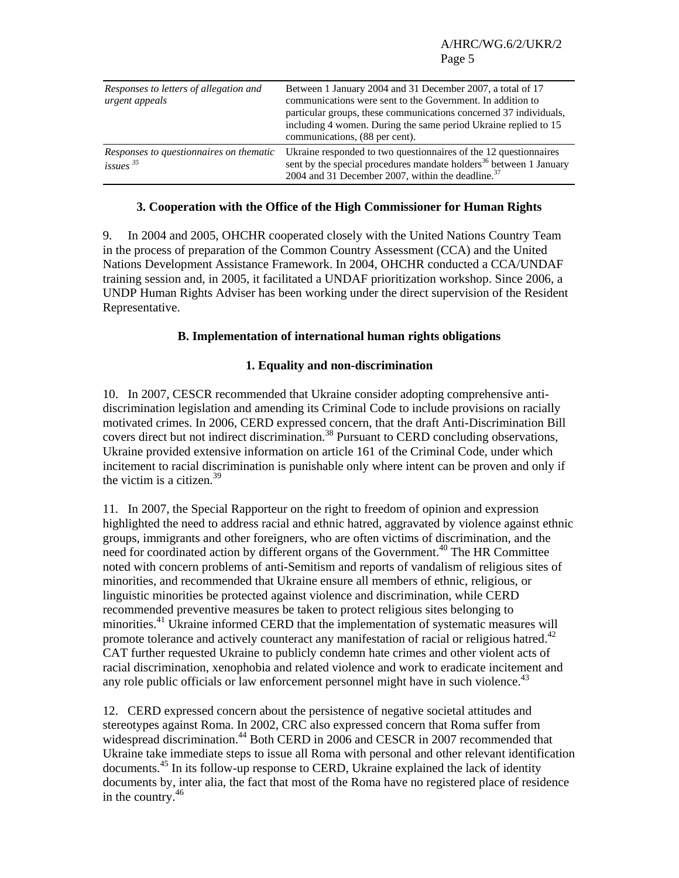| | |
|---|---|
| *Responses to letters of allegation and urgent appeals* | Between 1 January 2004 and 31 December 2007, a total of 17 communications were sent to the Government. In addition to particular groups, these communications concerned 37 individuals, including 4 women. During the same period Ukraine replied to 15 communications, (88 per cent). |
| *Responses to questionnaires on thematic issues* [35] | Ukraine responded to two questionnaires of the 12 questionnaires sent by the special procedures mandate holders[36] between 1 January 2004 and 31 December 2007, within the deadline.[37] |

### 3. Cooperation with the Office of the High Commissioner for Human Rights

9. In 2004 and 2005, OHCHR cooperated closely with the United Nations Country Team in the process of preparation of the Common Country Assessment (CCA) and the United Nations Development Assistance Framework. In 2004, OHCHR conducted a CCA/UNDAF training session and, in 2005, it facilitated a UNDAF prioritization workshop. Since 2006, a UNDP Human Rights Adviser has been working under the direct supervision of the Resident Representative.

## B. Implementation of international human rights obligations

### 1. Equality and non-discrimination

10. In 2007, CESCR recommended that Ukraine consider adopting comprehensive anti-discrimination legislation and amending its Criminal Code to include provisions on racially motivated crimes. In 2006, CERD expressed concern, that the draft Anti-Discrimination Bill covers direct but not indirect discrimination.[38] Pursuant to CERD concluding observations, Ukraine provided extensive information on article 161 of the Criminal Code, under which incitement to racial discrimination is punishable only where intent can be proven and only if the victim is a citizen.[39]

11. In 2007, the Special Rapporteur on the right to freedom of opinion and expression highlighted the need to address racial and ethnic hatred, aggravated by violence against ethnic groups, immigrants and other foreigners, who are often victims of discrimination, and the need for coordinated action by different organs of the Government.[40] The HR Committee noted with concern problems of anti-Semitism and reports of vandalism of religious sites of minorities, and recommended that Ukraine ensure all members of ethnic, religious, or linguistic minorities be protected against violence and discrimination, while CERD recommended preventive measures be taken to protect religious sites belonging to minorities.[41] Ukraine informed CERD that the implementation of systematic measures will promote tolerance and actively counteract any manifestation of racial or religious hatred.[42] CAT further requested Ukraine to publicly condemn hate crimes and other violent acts of racial discrimination, xenophobia and related violence and work to eradicate incitement and any role public officials or law enforcement personnel might have in such violence.[43]

12. CERD expressed concern about the persistence of negative societal attitudes and stereotypes against Roma. In 2002, CRC also expressed concern that Roma suffer from widespread discrimination.[44] Both CERD in 2006 and CESCR in 2007 recommended that Ukraine take immediate steps to issue all Roma with personal and other relevant identification documents.[45] In its follow-up response to CERD, Ukraine explained the lack of identity documents by, inter alia, the fact that most of the Roma have no registered place of residence in the country.[46]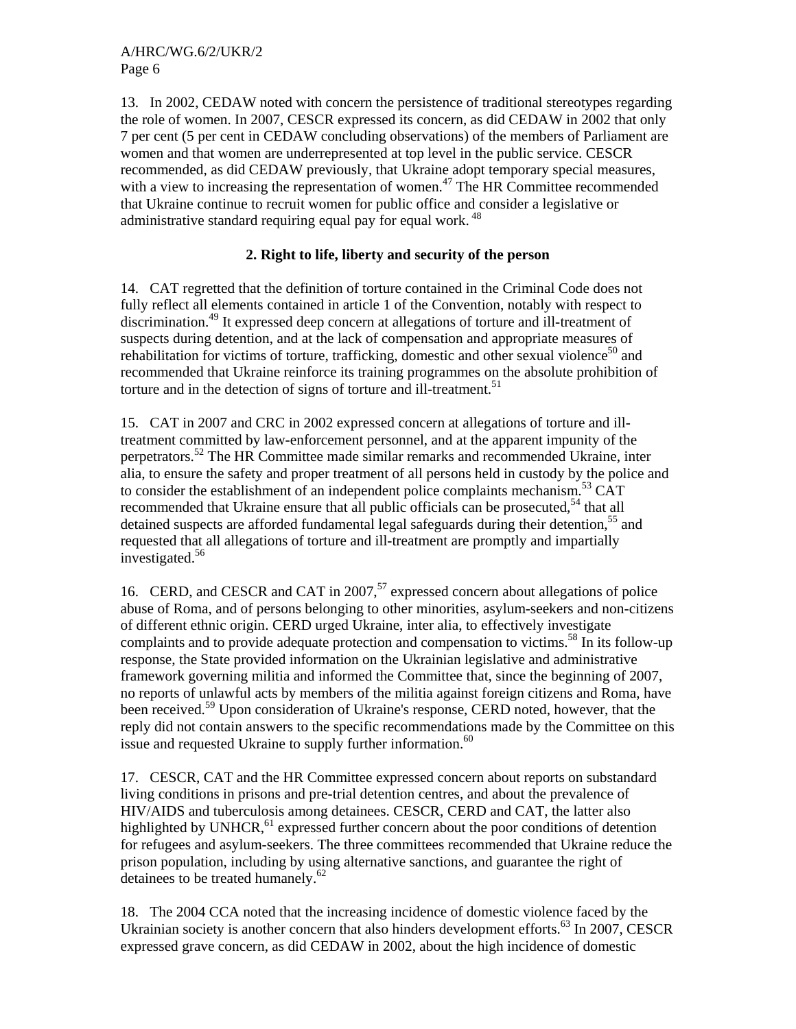13. In 2002, CEDAW noted with concern the persistence of traditional stereotypes regarding the role of women. In 2007, CESCR expressed its concern, as did CEDAW in 2002 that only 7 per cent (5 per cent in CEDAW concluding observations) of the members of Parliament are women and that women are underrepresented at top level in the public service. CESCR recommended, as did CEDAW previously, that Ukraine adopt temporary special measures, with a view to increasing the representation of women.[47] The HR Committee recommended that Ukraine continue to recruit women for public office and consider a legislative or administrative standard requiring equal pay for equal work.[48]

### 2. Right to life, liberty and security of the person

14. CAT regretted that the definition of torture contained in the Criminal Code does not fully reflect all elements contained in article 1 of the Convention, notably with respect to discrimination.[49] It expressed deep concern at allegations of torture and ill-treatment of suspects during detention, and at the lack of compensation and appropriate measures of rehabilitation for victims of torture, trafficking, domestic and other sexual violence[50] and recommended that Ukraine reinforce its training programmes on the absolute prohibition of torture and in the detection of signs of torture and ill-treatment.[51]

15. CAT in 2007 and CRC in 2002 expressed concern at allegations of torture and ill-treatment committed by law-enforcement personnel, and at the apparent impunity of the perpetrators.[52] The HR Committee made similar remarks and recommended Ukraine, inter alia, to ensure the safety and proper treatment of all persons held in custody by the police and to consider the establishment of an independent police complaints mechanism.[53] CAT recommended that Ukraine ensure that all public officials can be prosecuted,[54] that all detained suspects are afforded fundamental legal safeguards during their detention,[55] and requested that all allegations of torture and ill-treatment are promptly and impartially investigated.[56]

16. CERD, and CESCR and CAT in 2007,[57] expressed concern about allegations of police abuse of Roma, and of persons belonging to other minorities, asylum-seekers and non-citizens of different ethnic origin. CERD urged Ukraine, inter alia, to effectively investigate complaints and to provide adequate protection and compensation to victims.[58] In its follow-up response, the State provided information on the Ukrainian legislative and administrative framework governing militia and informed the Committee that, since the beginning of 2007, no reports of unlawful acts by members of the militia against foreign citizens and Roma, have been received.[59] Upon consideration of Ukraine's response, CERD noted, however, that the reply did not contain answers to the specific recommendations made by the Committee on this issue and requested Ukraine to supply further information.[60]

17. CESCR, CAT and the HR Committee expressed concern about reports on substandard living conditions in prisons and pre-trial detention centres, and about the prevalence of HIV/AIDS and tuberculosis among detainees. CESCR, CERD and CAT, the latter also highlighted by UNHCR,[61] expressed further concern about the poor conditions of detention for refugees and asylum-seekers. The three committees recommended that Ukraine reduce the prison population, including by using alternative sanctions, and guarantee the right of detainees to be treated humanely.[62]

18. The 2004 CCA noted that the increasing incidence of domestic violence faced by the Ukrainian society is another concern that also hinders development efforts.[63] In 2007, CESCR expressed grave concern, as did CEDAW in 2002, about the high incidence of domestic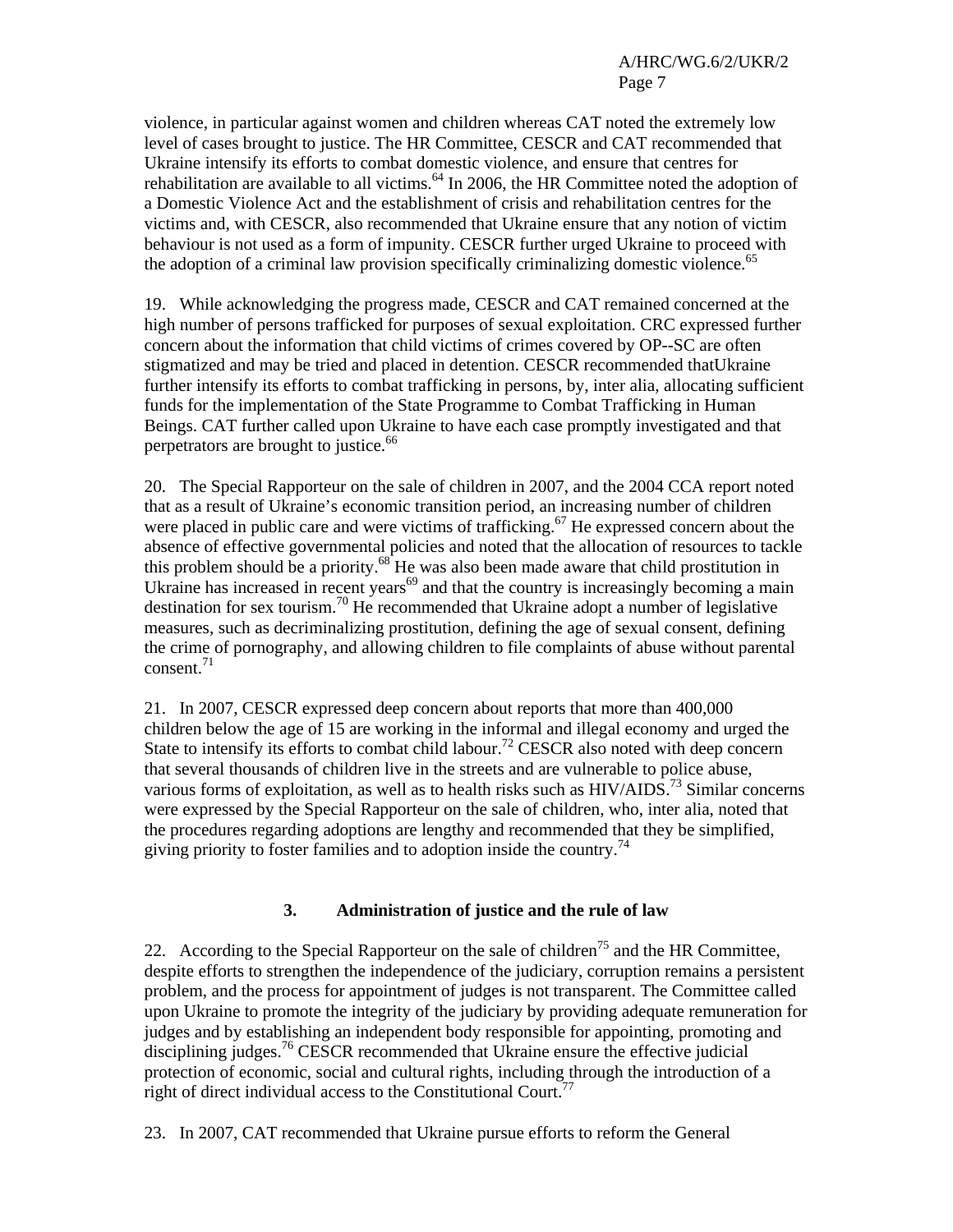violence, in particular against women and children whereas CAT noted the extremely low level of cases brought to justice. The HR Committee, CESCR and CAT recommended that Ukraine intensify its efforts to combat domestic violence, and ensure that centres for rehabilitation are available to all victims.[64] In 2006, the HR Committee noted the adoption of a Domestic Violence Act and the establishment of crisis and rehabilitation centres for the victims and, with CESCR, also recommended that Ukraine ensure that any notion of victim behaviour is not used as a form of impunity. CESCR further urged Ukraine to proceed with the adoption of a criminal law provision specifically criminalizing domestic violence.[65]

19. While acknowledging the progress made, CESCR and CAT remained concerned at the high number of persons trafficked for purposes of sexual exploitation. CRC expressed further concern about the information that child victims of crimes covered by OP--SC are often stigmatized and may be tried and placed in detention. CESCR recommended thatUkraine further intensify its efforts to combat trafficking in persons, by, inter alia, allocating sufficient funds for the implementation of the State Programme to Combat Trafficking in Human Beings. CAT further called upon Ukraine to have each case promptly investigated and that perpetrators are brought to justice.[66]

20. The Special Rapporteur on the sale of children in 2007, and the 2004 CCA report noted that as a result of Ukraine's economic transition period, an increasing number of children were placed in public care and were victims of trafficking.[67] He expressed concern about the absence of effective governmental policies and noted that the allocation of resources to tackle this problem should be a priority.[68] He was also been made aware that child prostitution in Ukraine has increased in recent years[69] and that the country is increasingly becoming a main destination for sex tourism.[70] He recommended that Ukraine adopt a number of legislative measures, such as decriminalizing prostitution, defining the age of sexual consent, defining the crime of pornography, and allowing children to file complaints of abuse without parental consent.[71]

21. In 2007, CESCR expressed deep concern about reports that more than 400,000 children below the age of 15 are working in the informal and illegal economy and urged the State to intensify its efforts to combat child labour.[72] CESCR also noted with deep concern that several thousands of children live in the streets and are vulnerable to police abuse, various forms of exploitation, as well as to health risks such as HIV/AIDS.[73] Similar concerns were expressed by the Special Rapporteur on the sale of children, who, inter alia, noted that the procedures regarding adoptions are lengthy and recommended that they be simplified, giving priority to foster families and to adoption inside the country.[74]

### 3. Administration of justice and the rule of law

22. According to the Special Rapporteur on the sale of children[75] and the HR Committee, despite efforts to strengthen the independence of the judiciary, corruption remains a persistent problem, and the process for appointment of judges is not transparent. The Committee called upon Ukraine to promote the integrity of the judiciary by providing adequate remuneration for judges and by establishing an independent body responsible for appointing, promoting and disciplining judges.[76] CESCR recommended that Ukraine ensure the effective judicial protection of economic, social and cultural rights, including through the introduction of a right of direct individual access to the Constitutional Court.[77]

23. In 2007, CAT recommended that Ukraine pursue efforts to reform the General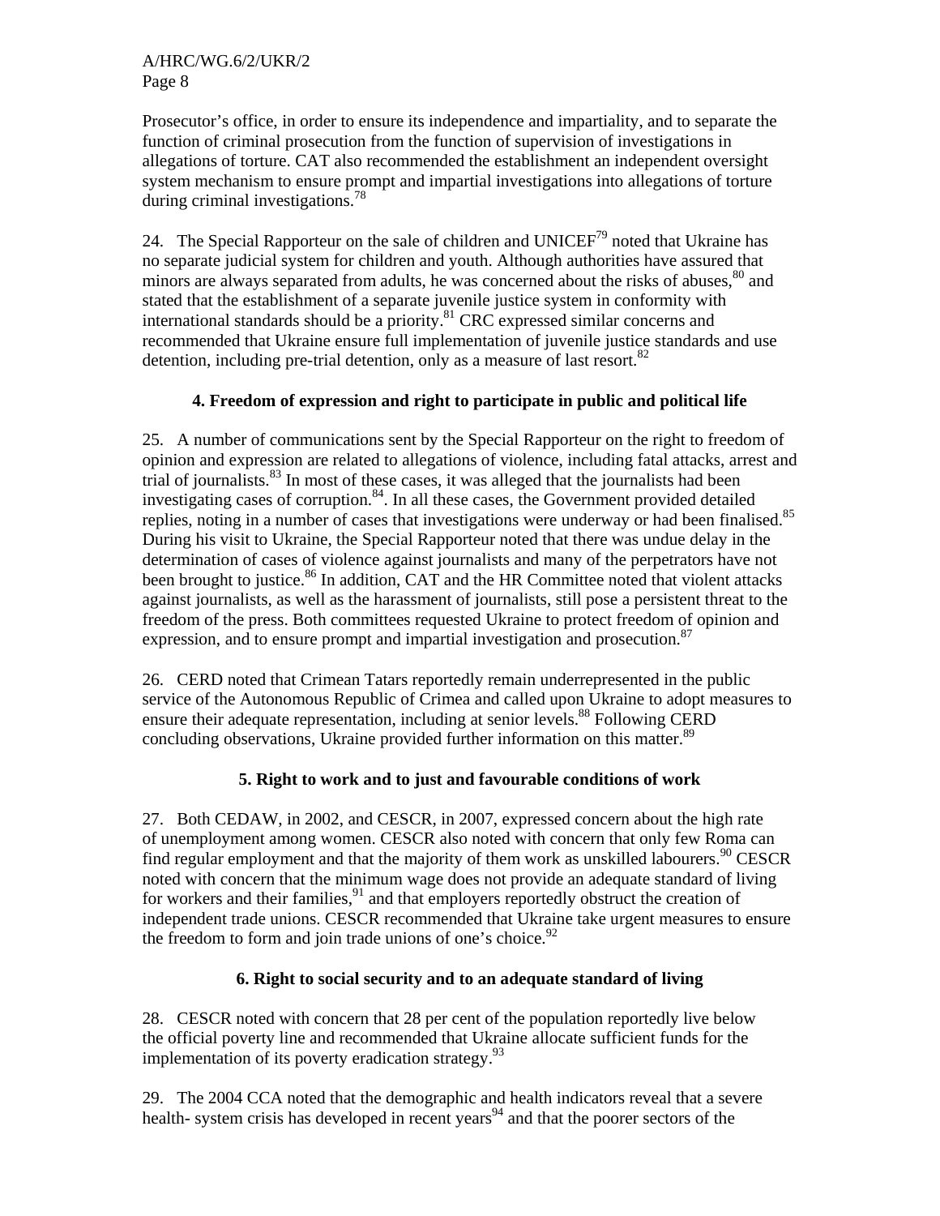Prosecutor's office, in order to ensure its independence and impartiality, and to separate the function of criminal prosecution from the function of supervision of investigations in allegations of torture. CAT also recommended the establishment an independent oversight system mechanism to ensure prompt and impartial investigations into allegations of torture during criminal investigations.[78]

24. The Special Rapporteur on the sale of children and UNICEF[79] noted that Ukraine has no separate judicial system for children and youth. Although authorities have assured that minors are always separated from adults, he was concerned about the risks of abuses,[80] and stated that the establishment of a separate juvenile justice system in conformity with international standards should be a priority.[81] CRC expressed similar concerns and recommended that Ukraine ensure full implementation of juvenile justice standards and use detention, including pre-trial detention, only as a measure of last resort.[82]

### 4. Freedom of expression and right to participate in public and political life

25. A number of communications sent by the Special Rapporteur on the right to freedom of opinion and expression are related to allegations of violence, including fatal attacks, arrest and trial of journalists.[83] In most of these cases, it was alleged that the journalists had been investigating cases of corruption.[84]. In all these cases, the Government provided detailed replies, noting in a number of cases that investigations were underway or had been finalised.[85] During his visit to Ukraine, the Special Rapporteur noted that there was undue delay in the determination of cases of violence against journalists and many of the perpetrators have not been brought to justice.[86] In addition, CAT and the HR Committee noted that violent attacks against journalists, as well as the harassment of journalists, still pose a persistent threat to the freedom of the press. Both committees requested Ukraine to protect freedom of opinion and expression, and to ensure prompt and impartial investigation and prosecution.[87]

26. CERD noted that Crimean Tatars reportedly remain underrepresented in the public service of the Autonomous Republic of Crimea and called upon Ukraine to adopt measures to ensure their adequate representation, including at senior levels.[88] Following CERD concluding observations, Ukraine provided further information on this matter.[89]

### 5. Right to work and to just and favourable conditions of work

27. Both CEDAW, in 2002, and CESCR, in 2007, expressed concern about the high rate of unemployment among women. CESCR also noted with concern that only few Roma can find regular employment and that the majority of them work as unskilled labourers.[90] CESCR noted with concern that the minimum wage does not provide an adequate standard of living for workers and their families,[91] and that employers reportedly obstruct the creation of independent trade unions. CESCR recommended that Ukraine take urgent measures to ensure the freedom to form and join trade unions of one's choice.[92]

### 6. Right to social security and to an adequate standard of living

28. CESCR noted with concern that 28 per cent of the population reportedly live below the official poverty line and recommended that Ukraine allocate sufficient funds for the implementation of its poverty eradication strategy.[93]

29. The 2004 CCA noted that the demographic and health indicators reveal that a severe health- system crisis has developed in recent years[94] and that the poorer sectors of the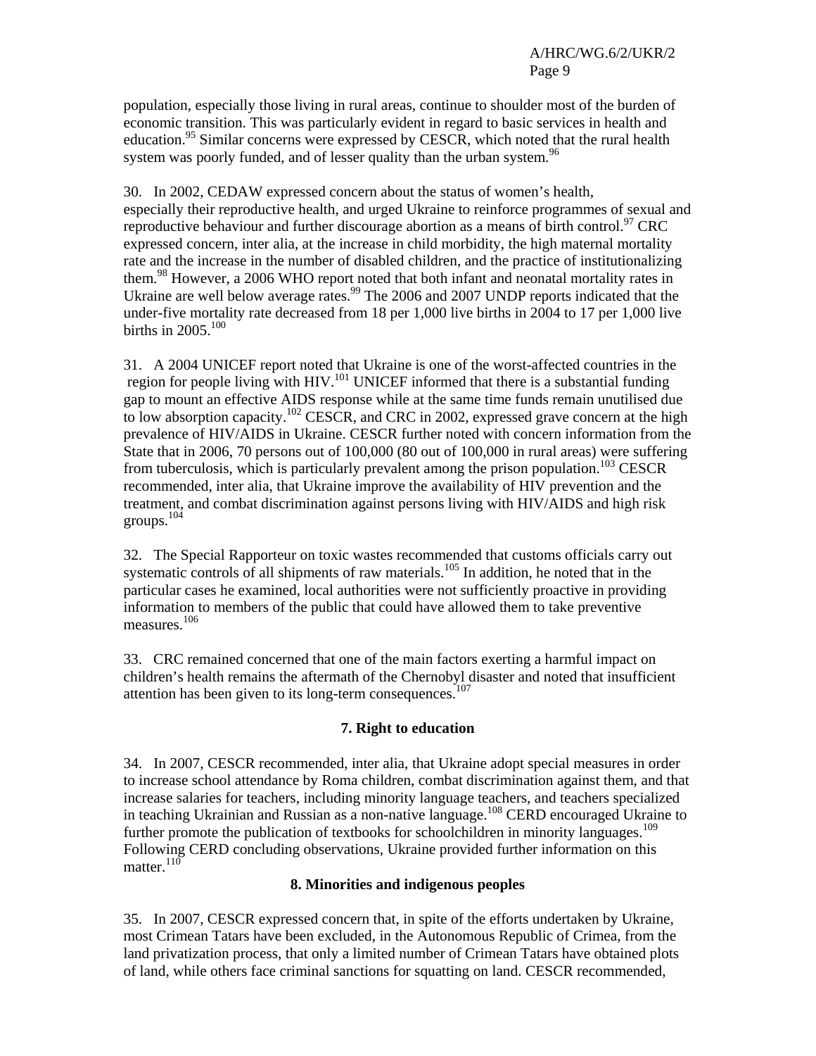population, especially those living in rural areas, continue to shoulder most of the burden of economic transition. This was particularly evident in regard to basic services in health and education.[95] Similar concerns were expressed by CESCR, which noted that the rural health system was poorly funded, and of lesser quality than the urban system.[96]

30. In 2002, CEDAW expressed concern about the status of women's health, especially their reproductive health, and urged Ukraine to reinforce programmes of sexual and reproductive behaviour and further discourage abortion as a means of birth control.[97] CRC expressed concern, inter alia, at the increase in child morbidity, the high maternal mortality rate and the increase in the number of disabled children, and the practice of institutionalizing them.[98] However, a 2006 WHO report noted that both infant and neonatal mortality rates in Ukraine are well below average rates.[99] The 2006 and 2007 UNDP reports indicated that the under-five mortality rate decreased from 18 per 1,000 live births in 2004 to 17 per 1,000 live births in 2005.[100]

31. A 2004 UNICEF report noted that Ukraine is one of the worst-affected countries in the region for people living with HIV.[101] UNICEF informed that there is a substantial funding gap to mount an effective AIDS response while at the same time funds remain unutilised due to low absorption capacity.[102] CESCR, and CRC in 2002, expressed grave concern at the high prevalence of HIV/AIDS in Ukraine. CESCR further noted with concern information from the State that in 2006, 70 persons out of 100,000 (80 out of 100,000 in rural areas) were suffering from tuberculosis, which is particularly prevalent among the prison population.[103] CESCR recommended, inter alia, that Ukraine improve the availability of HIV prevention and the treatment, and combat discrimination against persons living with HIV/AIDS and high risk groups.[104]

32. The Special Rapporteur on toxic wastes recommended that customs officials carry out systematic controls of all shipments of raw materials.[105] In addition, he noted that in the particular cases he examined, local authorities were not sufficiently proactive in providing information to members of the public that could have allowed them to take preventive measures.[106]

33. CRC remained concerned that one of the main factors exerting a harmful impact on children's health remains the aftermath of the Chernobyl disaster and noted that insufficient attention has been given to its long-term consequences.[107]

### 7. Right to education

34. In 2007, CESCR recommended, inter alia, that Ukraine adopt special measures in order to increase school attendance by Roma children, combat discrimination against them, and that increase salaries for teachers, including minority language teachers, and teachers specialized in teaching Ukrainian and Russian as a non-native language.[108] CERD encouraged Ukraine to further promote the publication of textbooks for schoolchildren in minority languages.[109] Following CERD concluding observations, Ukraine provided further information on this matter.[110]

### 8. Minorities and indigenous peoples

35. In 2007, CESCR expressed concern that, in spite of the efforts undertaken by Ukraine, most Crimean Tatars have been excluded, in the Autonomous Republic of Crimea, from the land privatization process, that only a limited number of Crimean Tatars have obtained plots of land, while others face criminal sanctions for squatting on land. CESCR recommended,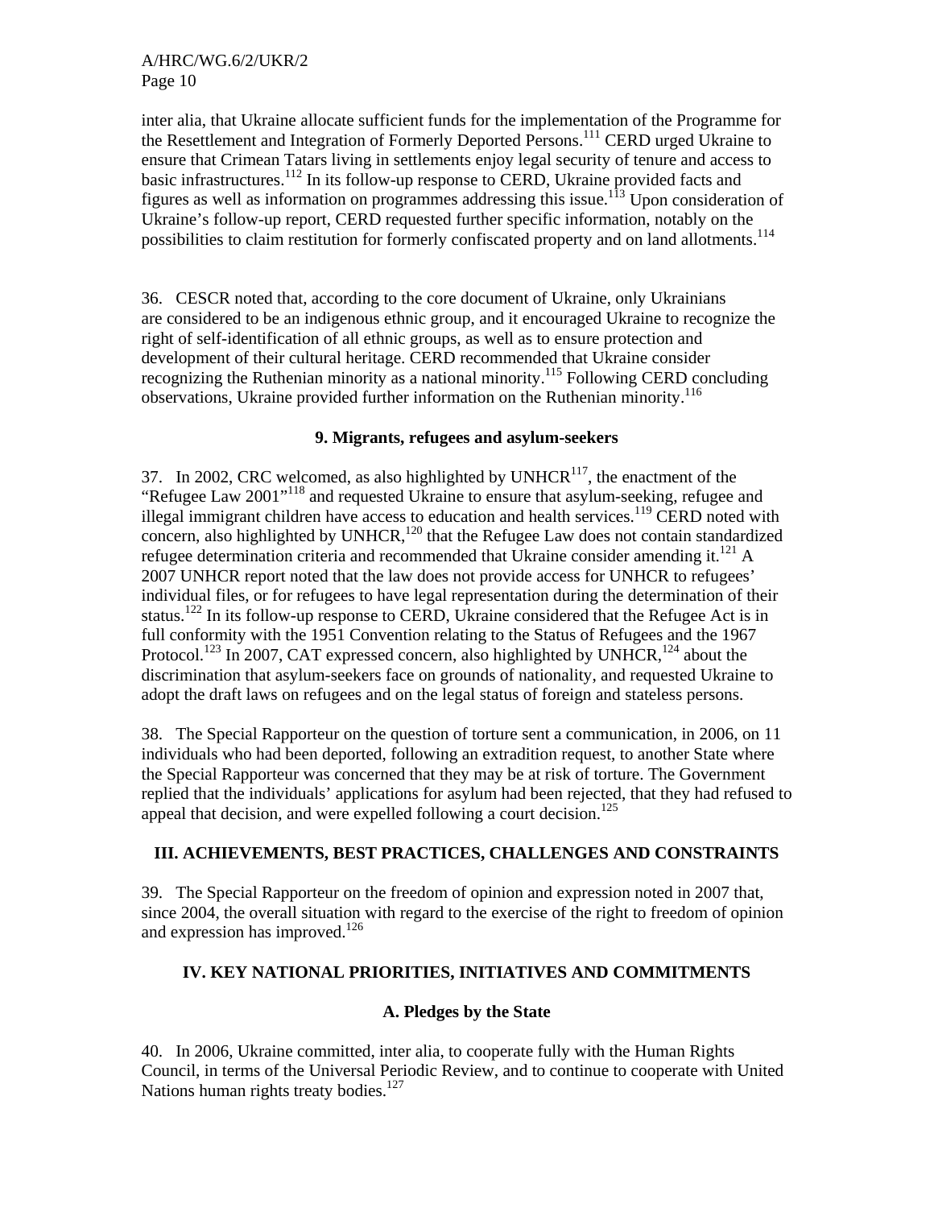inter alia, that Ukraine allocate sufficient funds for the implementation of the Programme for the Resettlement and Integration of Formerly Deported Persons.[111] CERD urged Ukraine to ensure that Crimean Tatars living in settlements enjoy legal security of tenure and access to basic infrastructures.[112] In its follow-up response to CERD, Ukraine provided facts and figures as well as information on programmes addressing this issue.[113] Upon consideration of Ukraine's follow-up report, CERD requested further specific information, notably on the possibilities to claim restitution for formerly confiscated property and on land allotments.[114]

36. CESCR noted that, according to the core document of Ukraine, only Ukrainians are considered to be an indigenous ethnic group, and it encouraged Ukraine to recognize the right of self-identification of all ethnic groups, as well as to ensure protection and development of their cultural heritage. CERD recommended that Ukraine consider recognizing the Ruthenian minority as a national minority.[115] Following CERD concluding observations, Ukraine provided further information on the Ruthenian minority.[116]

### 9. Migrants, refugees and asylum-seekers

37. In 2002, CRC welcomed, as also highlighted by UNHCR[117], the enactment of the "Refugee Law 2001"[118] and requested Ukraine to ensure that asylum-seeking, refugee and illegal immigrant children have access to education and health services.[119] CERD noted with concern, also highlighted by UNHCR,[120] that the Refugee Law does not contain standardized refugee determination criteria and recommended that Ukraine consider amending it.[121] A 2007 UNHCR report noted that the law does not provide access for UNHCR to refugees' individual files, or for refugees to have legal representation during the determination of their status.[122] In its follow-up response to CERD, Ukraine considered that the Refugee Act is in full conformity with the 1951 Convention relating to the Status of Refugees and the 1967 Protocol.[123] In 2007, CAT expressed concern, also highlighted by UNHCR,[124] about the discrimination that asylum-seekers face on grounds of nationality, and requested Ukraine to adopt the draft laws on refugees and on the legal status of foreign and stateless persons.

38. The Special Rapporteur on the question of torture sent a communication, in 2006, on 11 individuals who had been deported, following an extradition request, to another State where the Special Rapporteur was concerned that they may be at risk of torture. The Government replied that the individuals' applications for asylum had been rejected, that they had refused to appeal that decision, and were expelled following a court decision.[125]

## III. ACHIEVEMENTS, BEST PRACTICES, CHALLENGES AND CONSTRAINTS

39. The Special Rapporteur on the freedom of opinion and expression noted in 2007 that, since 2004, the overall situation with regard to the exercise of the right to freedom of opinion and expression has improved.[126]

## IV. KEY NATIONAL PRIORITIES, INITIATIVES AND COMMITMENTS

### A. Pledges by the State

40. In 2006, Ukraine committed, inter alia, to cooperate fully with the Human Rights Council, in terms of the Universal Periodic Review, and to continue to cooperate with United Nations human rights treaty bodies.[127]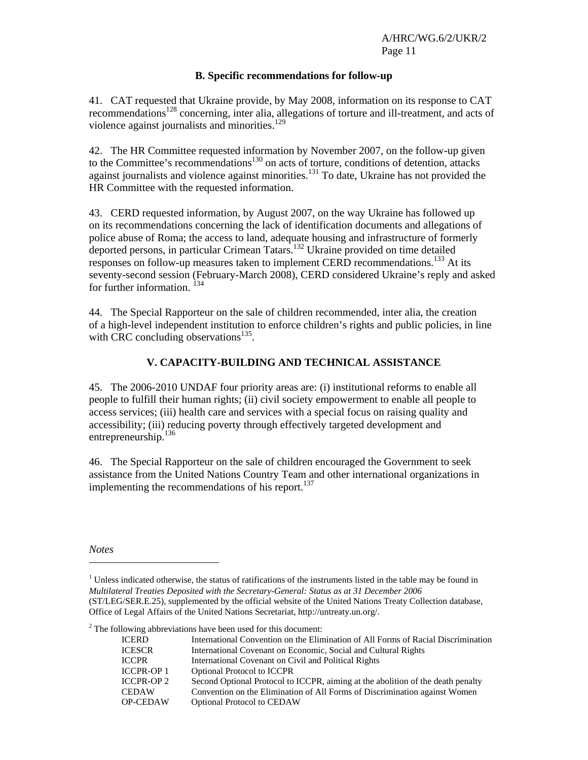### B. Specific recommendations for follow-up

41. CAT requested that Ukraine provide, by May 2008, information on its response to CAT recommendations[128] concerning, inter alia, allegations of torture and ill-treatment, and acts of violence against journalists and minorities.[129]

42. The HR Committee requested information by November 2007, on the follow-up given to the Committee's recommendations[130] on acts of torture, conditions of detention, attacks against journalists and violence against minorities.[131] To date, Ukraine has not provided the HR Committee with the requested information.

43. CERD requested information, by August 2007, on the way Ukraine has followed up on its recommendations concerning the lack of identification documents and allegations of police abuse of Roma; the access to land, adequate housing and infrastructure of formerly deported persons, in particular Crimean Tatars.[132] Ukraine provided on time detailed responses on follow-up measures taken to implement CERD recommendations.[133] At its seventy-second session (February-March 2008), CERD considered Ukraine's reply and asked for further information. [134]

44. The Special Rapporteur on the sale of children recommended, inter alia, the creation of a high-level independent institution to enforce children's rights and public policies, in line with CRC concluding observations[135].

## V. CAPACITY-BUILDING AND TECHNICAL ASSISTANCE

45. The 2006-2010 UNDAF four priority areas are: (i) institutional reforms to enable all people to fulfill their human rights; (ii) civil society empowerment to enable all people to access services; (iii) health care and services with a special focus on raising quality and accessibility; (iii) reducing poverty through effectively targeted development and entrepreneurship.[136]

46. The Special Rapporteur on the sale of children encouraged the Government to seek assistance from the United Nations Country Team and other international organizations in implementing the recommendations of his report.[137]

*Notes*

---

[1] Unless indicated otherwise, the status of ratifications of the instruments listed in the table may be found in *Multilateral Treaties Deposited with the Secretary-General: Status as at 31 December 2006* (ST/LEG/SER.E.25), supplemented by the official website of the United Nations Treaty Collection database, Office of Legal Affairs of the United Nations Secretariat, http://untreaty.un.org/.

[2] The following abbreviations have been used for this document:

| | |
|---|---|
| ICERD | International Convention on the Elimination of All Forms of Racial Discrimination |
| ICESCR | International Covenant on Economic, Social and Cultural Rights |
| ICCPR | International Covenant on Civil and Political Rights |
| ICCPR-OP 1 | Optional Protocol to ICCPR |
| ICCPR-OP 2 | Second Optional Protocol to ICCPR, aiming at the abolition of the death penalty |
| CEDAW | Convention on the Elimination of All Forms of Discrimination against Women |
| OP-CEDAW | Optional Protocol to CEDAW |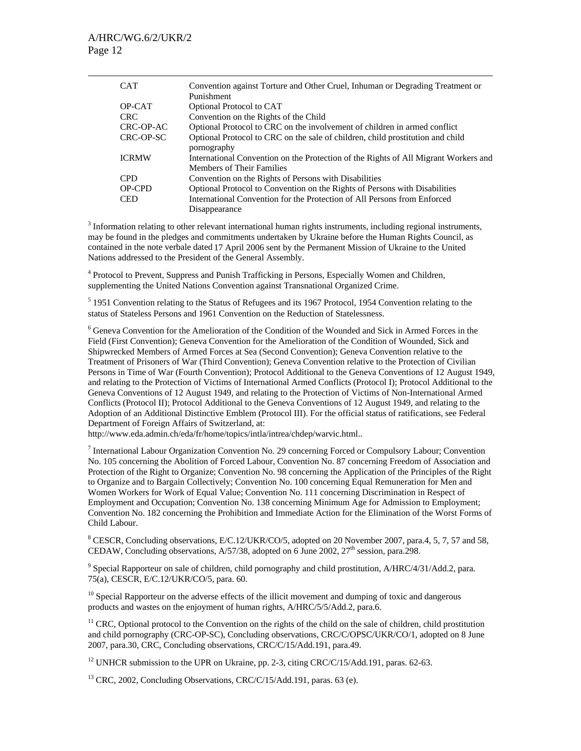| | |
|---|---|
| CAT | Convention against Torture and Other Cruel, Inhuman or Degrading Treatment or Punishment |
| OP-CAT | Optional Protocol to CAT |
| CRC | Convention on the Rights of the Child |
| CRC-OP-AC | Optional Protocol to CRC on the involvement of children in armed conflict |
| CRC-OP-SC | Optional Protocol to CRC on the sale of children, child prostitution and child pornography |
| ICRMW | International Convention on the Protection of the Rights of All Migrant Workers and Members of Their Families |
| CPD | Convention on the Rights of Persons with Disabilities |
| OP-CPD | Optional Protocol to Convention on the Rights of Persons with Disabilities |
| CED | International Convention for the Protection of All Persons from Enforced Disappearance |

[3] Information relating to other relevant international human rights instruments, including regional instruments, may be found in the pledges and commitments undertaken by Ukraine before the Human Rights Council, as contained in the note verbale dated 17 April 2006 sent by the Permanent Mission of Ukraine to the United Nations addressed to the President of the General Assembly.

[4] Protocol to Prevent, Suppress and Punish Trafficking in Persons, Especially Women and Children, supplementing the United Nations Convention against Transnational Organized Crime.

[5] 1951 Convention relating to the Status of Refugees and its 1967 Protocol, 1954 Convention relating to the status of Stateless Persons and 1961 Convention on the Reduction of Statelessness.

[6] Geneva Convention for the Amelioration of the Condition of the Wounded and Sick in Armed Forces in the Field (First Convention); Geneva Convention for the Amelioration of the Condition of Wounded, Sick and Shipwrecked Members of Armed Forces at Sea (Second Convention); Geneva Convention relative to the Treatment of Prisoners of War (Third Convention); Geneva Convention relative to the Protection of Civilian Persons in Time of War (Fourth Convention); Protocol Additional to the Geneva Conventions of 12 August 1949, and relating to the Protection of Victims of International Armed Conflicts (Protocol I); Protocol Additional to the Geneva Conventions of 12 August 1949, and relating to the Protection of Victims of Non-International Armed Conflicts (Protocol II); Protocol Additional to the Geneva Conventions of 12 August 1949, and relating to the Adoption of an Additional Distinctive Emblem (Protocol III). For the official status of ratifications, see Federal Department of Foreign Affairs of Switzerland, at:
http://www.eda.admin.ch/eda/fr/home/topics/intla/intrea/chdep/warvic.html..

[7] International Labour Organization Convention No. 29 concerning Forced or Compulsory Labour; Convention No. 105 concerning the Abolition of Forced Labour, Convention No. 87 concerning Freedom of Association and Protection of the Right to Organize; Convention No. 98 concerning the Application of the Principles of the Right to Organize and to Bargain Collectively; Convention No. 100 concerning Equal Remuneration for Men and Women Workers for Work of Equal Value; Convention No. 111 concerning Discrimination in Respect of Employment and Occupation; Convention No. 138 concerning Minimum Age for Admission to Employment; Convention No. 182 concerning the Prohibition and Immediate Action for the Elimination of the Worst Forms of Child Labour.

[8] CESCR, Concluding observations, E/C.12/UKR/CO/5, adopted on 20 November 2007, para.4, 5, 7, 57 and 58, CEDAW, Concluding observations, A/57/38, adopted on 6 June 2002, 27th session, para.298.

[9] Special Rapporteur on sale of children, child pornography and child prostitution, A/HRC/4/31/Add.2, para. 75(a), CESCR, E/C.12/UKR/CO/5, para. 60.

[10] Special Rapporteur on the adverse effects of the illicit movement and dumping of toxic and dangerous products and wastes on the enjoyment of human rights, A/HRC/5/5/Add.2, para.6.

[11] CRC, Optional protocol to the Convention on the rights of the child on the sale of children, child prostitution and child pornography (CRC-OP-SC), Concluding observations, CRC/C/OPSC/UKR/CO/1, adopted on 8 June 2007, para.30, CRC, Concluding observations, CRC/C/15/Add.191, para.49.

[12] UNHCR submission to the UPR on Ukraine, pp. 2-3, citing CRC/C/15/Add.191, paras. 62-63.

[13] CRC, 2002, Concluding Observations, CRC/C/15/Add.191, paras. 63 (e).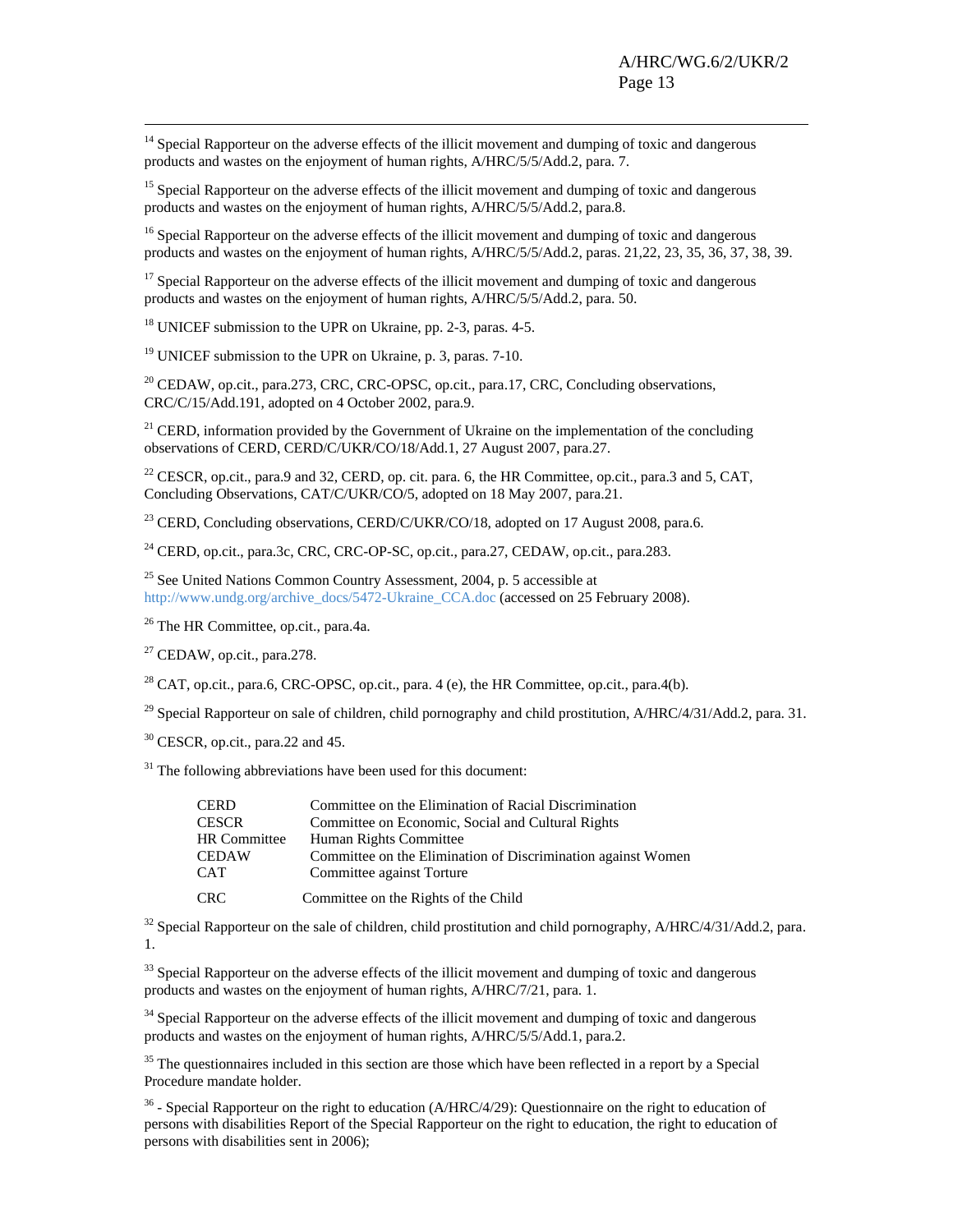[14] Special Rapporteur on the adverse effects of the illicit movement and dumping of toxic and dangerous products and wastes on the enjoyment of human rights, A/HRC/5/5/Add.2, para. 7.

[15] Special Rapporteur on the adverse effects of the illicit movement and dumping of toxic and dangerous products and wastes on the enjoyment of human rights, A/HRC/5/5/Add.2, para.8.

[16] Special Rapporteur on the adverse effects of the illicit movement and dumping of toxic and dangerous products and wastes on the enjoyment of human rights, A/HRC/5/5/Add.2, paras. 21,22, 23, 35, 36, 37, 38, 39.

[17] Special Rapporteur on the adverse effects of the illicit movement and dumping of toxic and dangerous products and wastes on the enjoyment of human rights, A/HRC/5/5/Add.2, para. 50.

[18] UNICEF submission to the UPR on Ukraine, pp. 2-3, paras. 4-5.

[19] UNICEF submission to the UPR on Ukraine, p. 3, paras. 7-10.

[20] CEDAW, op.cit., para.273, CRC, CRC-OPSC, op.cit., para.17, CRC, Concluding observations, CRC/C/15/Add.191, adopted on 4 October 2002, para.9.

[21] CERD, information provided by the Government of Ukraine on the implementation of the concluding observations of CERD, CERD/C/UKR/CO/18/Add.1, 27 August 2007, para.27.

[22] CESCR, op.cit., para.9 and 32, CERD, op. cit. para. 6, the HR Committee, op.cit., para.3 and 5, CAT, Concluding Observations, CAT/C/UKR/CO/5, adopted on 18 May 2007, para.21.

[23] CERD, Concluding observations, CERD/C/UKR/CO/18, adopted on 17 August 2008, para.6.

[24] CERD, op.cit., para.3c, CRC, CRC-OP-SC, op.cit., para.27, CEDAW, op.cit., para.283.

[25] See United Nations Common Country Assessment, 2004, p. 5 accessible at http://www.undg.org/archive_docs/5472-Ukraine_CCA.doc (accessed on 25 February 2008).

[26] The HR Committee, op.cit., para.4a.

[27] CEDAW, op.cit., para.278.

[28] CAT, op.cit., para.6, CRC-OPSC, op.cit., para. 4 (e), the HR Committee, op.cit., para.4(b).

[29] Special Rapporteur on sale of children, child pornography and child prostitution, A/HRC/4/31/Add.2, para. 31.

[30] CESCR, op.cit., para.22 and 45.

[31] The following abbreviations have been used for this document:

| | |
|---|---|
| CERD | Committee on the Elimination of Racial Discrimination |
| CESCR | Committee on Economic, Social and Cultural Rights |
| HR Committee | Human Rights Committee |
| CEDAW | Committee on the Elimination of Discrimination against Women |
| CAT | Committee against Torture |
| CRC | Committee on the Rights of the Child |

[32] Special Rapporteur on the sale of children, child prostitution and child pornography, A/HRC/4/31/Add.2, para. 1.

[33] Special Rapporteur on the adverse effects of the illicit movement and dumping of toxic and dangerous products and wastes on the enjoyment of human rights, A/HRC/7/21, para. 1.

[34] Special Rapporteur on the adverse effects of the illicit movement and dumping of toxic and dangerous products and wastes on the enjoyment of human rights, A/HRC/5/5/Add.1, para.2.

[35] The questionnaires included in this section are those which have been reflected in a report by a Special Procedure mandate holder.

[36] - Special Rapporteur on the right to education (A/HRC/4/29): Questionnaire on the right to education of persons with disabilities Report of the Special Rapporteur on the right to education, the right to education of persons with disabilities sent in 2006);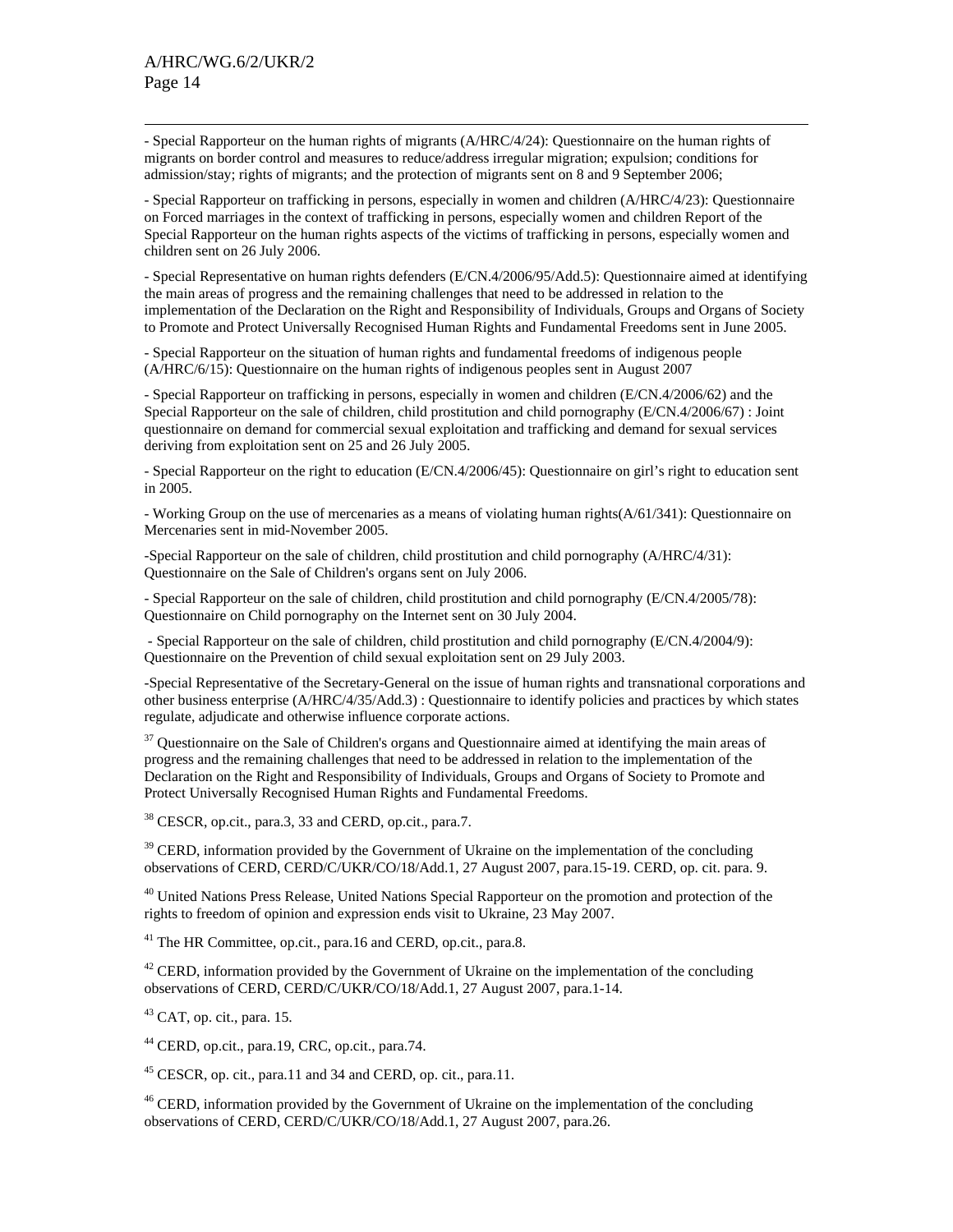- Special Rapporteur on the human rights of migrants (A/HRC/4/24): Questionnaire on the human rights of migrants on border control and measures to reduce/address irregular migration; expulsion; conditions for admission/stay; rights of migrants; and the protection of migrants sent on 8 and 9 September 2006;

- Special Rapporteur on trafficking in persons, especially in women and children (A/HRC/4/23): Questionnaire on Forced marriages in the context of trafficking in persons, especially women and children Report of the Special Rapporteur on the human rights aspects of the victims of trafficking in persons, especially women and children sent on 26 July 2006.

- Special Representative on human rights defenders (E/CN.4/2006/95/Add.5): Questionnaire aimed at identifying the main areas of progress and the remaining challenges that need to be addressed in relation to the implementation of the Declaration on the Right and Responsibility of Individuals, Groups and Organs of Society to Promote and Protect Universally Recognised Human Rights and Fundamental Freedoms sent in June 2005.

- Special Rapporteur on the situation of human rights and fundamental freedoms of indigenous people (A/HRC/6/15): Questionnaire on the human rights of indigenous peoples sent in August 2007

- Special Rapporteur on trafficking in persons, especially in women and children (E/CN.4/2006/62) and the Special Rapporteur on the sale of children, child prostitution and child pornography (E/CN.4/2006/67) : Joint questionnaire on demand for commercial sexual exploitation and trafficking and demand for sexual services deriving from exploitation sent on 25 and 26 July 2005.

- Special Rapporteur on the right to education (E/CN.4/2006/45): Questionnaire on girl's right to education sent in 2005.

- Working Group on the use of mercenaries as a means of violating human rights(A/61/341): Questionnaire on Mercenaries sent in mid-November 2005.

-Special Rapporteur on the sale of children, child prostitution and child pornography (A/HRC/4/31): Questionnaire on the Sale of Children's organs sent on July 2006.

- Special Rapporteur on the sale of children, child prostitution and child pornography (E/CN.4/2005/78): Questionnaire on Child pornography on the Internet sent on 30 July 2004.

- Special Rapporteur on the sale of children, child prostitution and child pornography (E/CN.4/2004/9): Questionnaire on the Prevention of child sexual exploitation sent on 29 July 2003.

-Special Representative of the Secretary-General on the issue of human rights and transnational corporations and other business enterprise (A/HRC/4/35/Add.3) : Questionnaire to identify policies and practices by which states regulate, adjudicate and otherwise influence corporate actions.

[37] Questionnaire on the Sale of Children's organs and Questionnaire aimed at identifying the main areas of progress and the remaining challenges that need to be addressed in relation to the implementation of the Declaration on the Right and Responsibility of Individuals, Groups and Organs of Society to Promote and Protect Universally Recognised Human Rights and Fundamental Freedoms.

[38] CESCR, op.cit., para.3, 33 and CERD, op.cit., para.7.

[39] CERD, information provided by the Government of Ukraine on the implementation of the concluding observations of CERD, CERD/C/UKR/CO/18/Add.1, 27 August 2007, para.15-19. CERD, op. cit. para. 9.

[40] United Nations Press Release, United Nations Special Rapporteur on the promotion and protection of the rights to freedom of opinion and expression ends visit to Ukraine, 23 May 2007.

[41] The HR Committee, op.cit., para.16 and CERD, op.cit., para.8.

[42] CERD, information provided by the Government of Ukraine on the implementation of the concluding observations of CERD, CERD/C/UKR/CO/18/Add.1, 27 August 2007, para.1-14.

[43] CAT, op. cit., para. 15.

[44] CERD, op.cit., para.19, CRC, op.cit., para.74.

[45] CESCR, op. cit., para.11 and 34 and CERD, op. cit., para.11.

[46] CERD, information provided by the Government of Ukraine on the implementation of the concluding observations of CERD, CERD/C/UKR/CO/18/Add.1, 27 August 2007, para.26.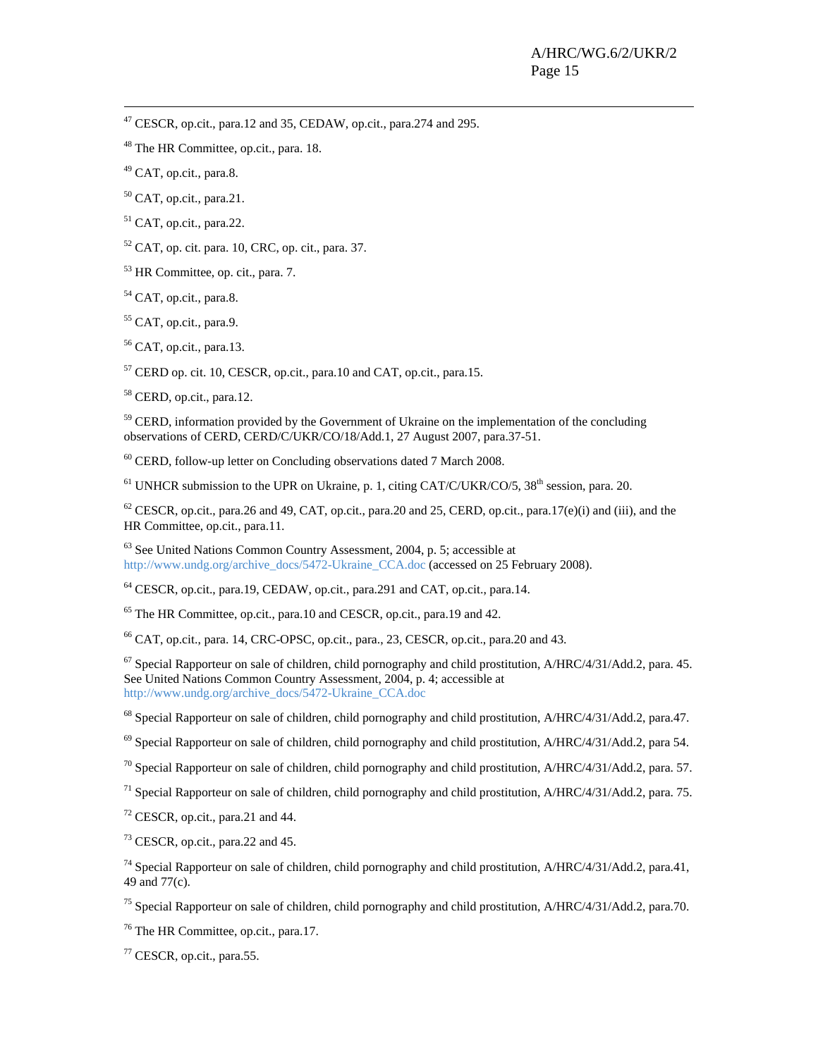[47] CESCR, op.cit., para.12 and 35, CEDAW, op.cit., para.274 and 295.

[48] The HR Committee, op.cit., para. 18.

[49] CAT, op.cit., para.8.

[50] CAT, op.cit., para.21.

[51] CAT, op.cit., para.22.

[52] CAT, op. cit. para. 10, CRC, op. cit., para. 37.

[53] HR Committee, op. cit., para. 7.

[54] CAT, op.cit., para.8.

[55] CAT, op.cit., para.9.

[56] CAT, op.cit., para.13.

[57] CERD op. cit. 10, CESCR, op.cit., para.10 and CAT, op.cit., para.15.

[58] CERD, op.cit., para.12.

[59] CERD, information provided by the Government of Ukraine on the implementation of the concluding observations of CERD, CERD/C/UKR/CO/18/Add.1, 27 August 2007, para.37-51.

[60] CERD, follow-up letter on Concluding observations dated 7 March 2008.

[61] UNHCR submission to the UPR on Ukraine, p. 1, citing CAT/C/UKR/CO/5, 38th session, para. 20.

[62] CESCR, op.cit., para.26 and 49, CAT, op.cit., para.20 and 25, CERD, op.cit., para.17(e)(i) and (iii), and the HR Committee, op.cit., para.11.

[63] See United Nations Common Country Assessment, 2004, p. 5; accessible at http://www.undg.org/archive_docs/5472-Ukraine_CCA.doc (accessed on 25 February 2008).

[64] CESCR, op.cit., para.19, CEDAW, op.cit., para.291 and CAT, op.cit., para.14.

[65] The HR Committee, op.cit., para.10 and CESCR, op.cit., para.19 and 42.

[66] CAT, op.cit., para. 14, CRC-OPSC, op.cit., para., 23, CESCR, op.cit., para.20 and 43.

[67] Special Rapporteur on sale of children, child pornography and child prostitution, A/HRC/4/31/Add.2, para. 45. See United Nations Common Country Assessment, 2004, p. 4; accessible at http://www.undg.org/archive_docs/5472-Ukraine_CCA.doc

[68] Special Rapporteur on sale of children, child pornography and child prostitution, A/HRC/4/31/Add.2, para.47.

[69] Special Rapporteur on sale of children, child pornography and child prostitution, A/HRC/4/31/Add.2, para 54.

[70] Special Rapporteur on sale of children, child pornography and child prostitution, A/HRC/4/31/Add.2, para. 57.

[71] Special Rapporteur on sale of children, child pornography and child prostitution, A/HRC/4/31/Add.2, para. 75.

[72] CESCR, op.cit., para.21 and 44.

[73] CESCR, op.cit., para.22 and 45.

[74] Special Rapporteur on sale of children, child pornography and child prostitution, A/HRC/4/31/Add.2, para.41, 49 and 77(c).

[75] Special Rapporteur on sale of children, child pornography and child prostitution, A/HRC/4/31/Add.2, para.70.

[76] The HR Committee, op.cit., para.17.

[77] CESCR, op.cit., para.55.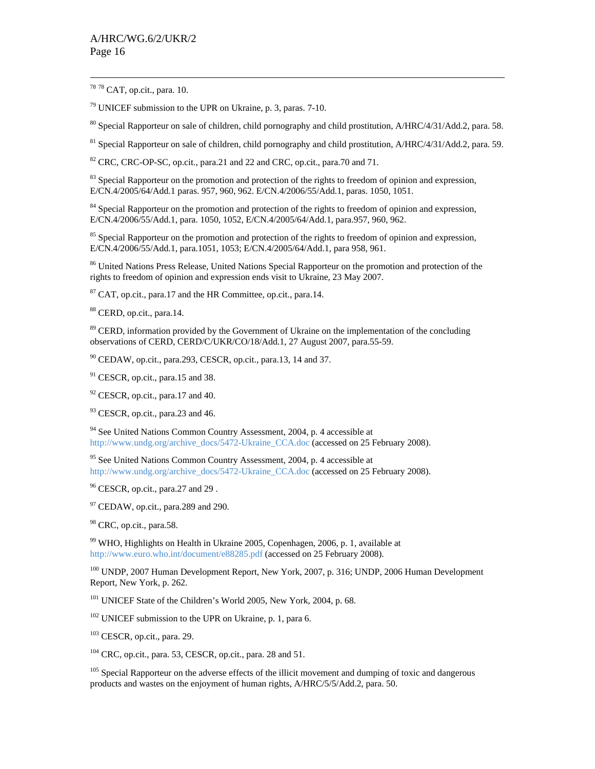[78] [78] CAT, op.cit., para. 10.

[79] UNICEF submission to the UPR on Ukraine, p. 3, paras. 7-10.

[80] Special Rapporteur on sale of children, child pornography and child prostitution, A/HRC/4/31/Add.2, para. 58.

[81] Special Rapporteur on sale of children, child pornography and child prostitution, A/HRC/4/31/Add.2, para. 59.

[82] CRC, CRC-OP-SC, op.cit., para.21 and 22 and CRC, op.cit., para.70 and 71.

[83] Special Rapporteur on the promotion and protection of the rights to freedom of opinion and expression, E/CN.4/2005/64/Add.1 paras. 957, 960, 962. E/CN.4/2006/55/Add.1, paras. 1050, 1051.

[84] Special Rapporteur on the promotion and protection of the rights to freedom of opinion and expression, E/CN.4/2006/55/Add.1, para. 1050, 1052, E/CN.4/2005/64/Add.1, para.957, 960, 962.

[85] Special Rapporteur on the promotion and protection of the rights to freedom of opinion and expression, E/CN.4/2006/55/Add.1, para.1051, 1053; E/CN.4/2005/64/Add.1, para 958, 961.

[86] United Nations Press Release, United Nations Special Rapporteur on the promotion and protection of the rights to freedom of opinion and expression ends visit to Ukraine, 23 May 2007.

[87] CAT, op.cit., para.17 and the HR Committee, op.cit., para.14.

[88] CERD, op.cit., para.14.

[89] CERD, information provided by the Government of Ukraine on the implementation of the concluding observations of CERD, CERD/C/UKR/CO/18/Add.1, 27 August 2007, para.55-59.

[90] CEDAW, op.cit., para.293, CESCR, op.cit., para.13, 14 and 37.

[91] CESCR, op.cit., para.15 and 38.

[92] CESCR, op.cit., para.17 and 40.

[93] CESCR, op.cit., para.23 and 46.

[94] See United Nations Common Country Assessment, 2004, p. 4 accessible at http://www.undg.org/archive_docs/5472-Ukraine_CCA.doc (accessed on 25 February 2008).

[95] See United Nations Common Country Assessment, 2004, p. 4 accessible at http://www.undg.org/archive_docs/5472-Ukraine_CCA.doc (accessed on 25 February 2008).

[96] CESCR, op.cit., para.27 and 29 .

[97] CEDAW, op.cit., para.289 and 290.

[98] CRC, op.cit., para.58.

[99] WHO, Highlights on Health in Ukraine 2005, Copenhagen, 2006, p. 1, available at http://www.euro.who.int/document/e88285.pdf (accessed on 25 February 2008).

[100] UNDP, 2007 Human Development Report, New York, 2007, p. 316; UNDP, 2006 Human Development Report, New York, p. 262.

[101] UNICEF State of the Children's World 2005, New York, 2004, p. 68.

[102] UNICEF submission to the UPR on Ukraine, p. 1, para 6.

[103] CESCR, op.cit., para. 29.

[104] CRC, op.cit., para. 53, CESCR, op.cit., para. 28 and 51.

[105] Special Rapporteur on the adverse effects of the illicit movement and dumping of toxic and dangerous products and wastes on the enjoyment of human rights, A/HRC/5/5/Add.2, para. 50.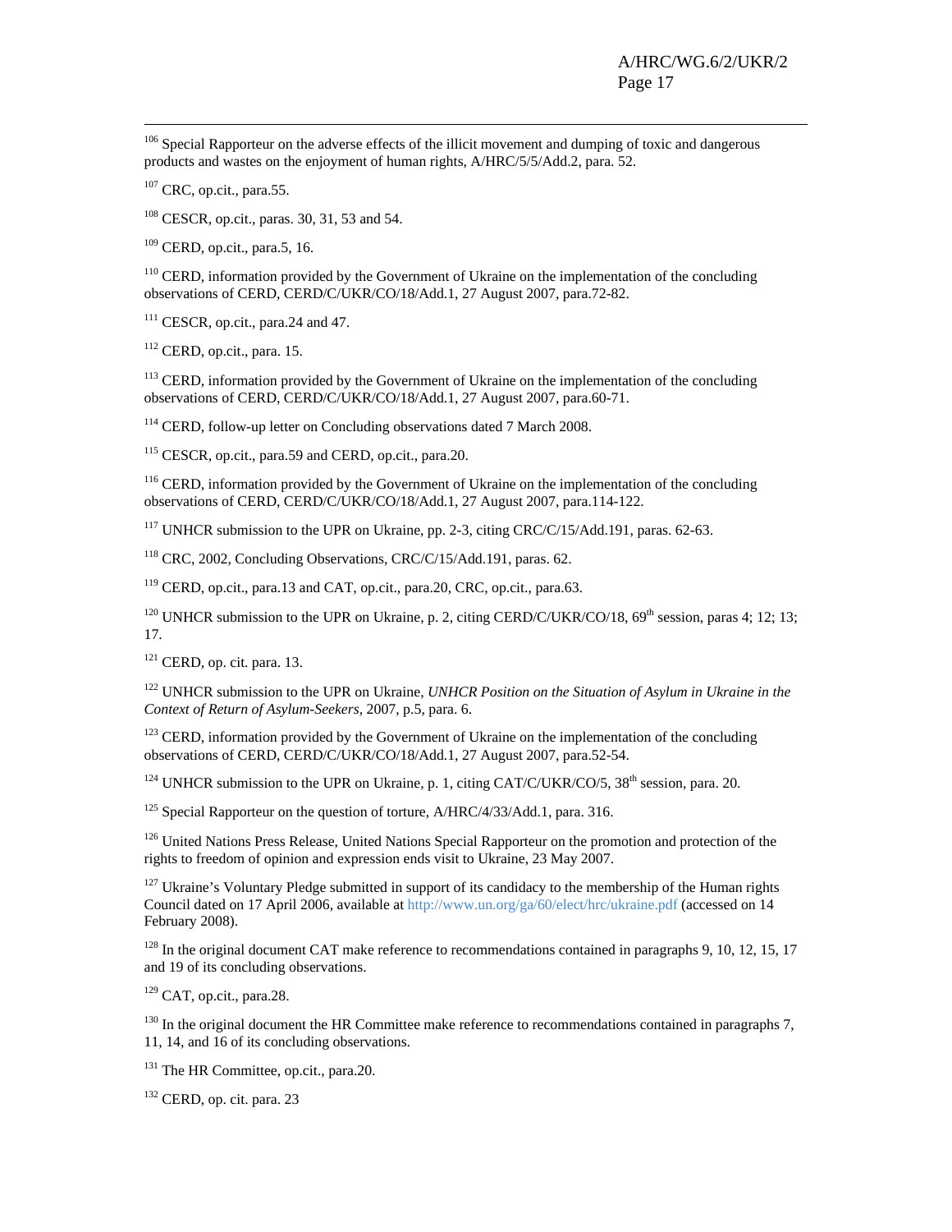[106] Special Rapporteur on the adverse effects of the illicit movement and dumping of toxic and dangerous products and wastes on the enjoyment of human rights, A/HRC/5/5/Add.2, para. 52.

[107] CRC, op.cit., para.55.

[108] CESCR, op.cit., paras. 30, 31, 53 and 54.

[109] CERD, op.cit., para.5, 16.

[110] CERD, information provided by the Government of Ukraine on the implementation of the concluding observations of CERD, CERD/C/UKR/CO/18/Add.1, 27 August 2007, para.72-82.

[111] CESCR, op.cit., para.24 and 47.

[112] CERD, op.cit., para. 15.

[113] CERD, information provided by the Government of Ukraine on the implementation of the concluding observations of CERD, CERD/C/UKR/CO/18/Add.1, 27 August 2007, para.60-71.

[114] CERD, follow-up letter on Concluding observations dated 7 March 2008.

[115] CESCR, op.cit., para.59 and CERD, op.cit., para.20.

[116] CERD, information provided by the Government of Ukraine on the implementation of the concluding observations of CERD, CERD/C/UKR/CO/18/Add.1, 27 August 2007, para.114-122.

[117] UNHCR submission to the UPR on Ukraine, pp. 2-3, citing CRC/C/15/Add.191, paras. 62-63.

[118] CRC, 2002, Concluding Observations, CRC/C/15/Add.191, paras. 62.

[119] CERD, op.cit., para.13 and CAT, op.cit., para.20, CRC, op.cit., para.63.

[120] UNHCR submission to the UPR on Ukraine, p. 2, citing CERD/C/UKR/CO/18, 69th session, paras 4; 12; 13; 17.

[121] CERD, op. cit. para. 13.

[122] UNHCR submission to the UPR on Ukraine, *UNHCR Position on the Situation of Asylum in Ukraine in the Context of Return of Asylum-Seekers,* 2007, p.5, para. 6.

[123] CERD, information provided by the Government of Ukraine on the implementation of the concluding observations of CERD, CERD/C/UKR/CO/18/Add.1, 27 August 2007, para.52-54.

[124] UNHCR submission to the UPR on Ukraine, p. 1, citing CAT/C/UKR/CO/5, 38th session, para. 20.

[125] Special Rapporteur on the question of torture, A/HRC/4/33/Add.1, para. 316.

[126] United Nations Press Release, United Nations Special Rapporteur on the promotion and protection of the rights to freedom of opinion and expression ends visit to Ukraine, 23 May 2007.

[127] Ukraine's Voluntary Pledge submitted in support of its candidacy to the membership of the Human rights Council dated on 17 April 2006, available at http://www.un.org/ga/60/elect/hrc/ukraine.pdf (accessed on 14 February 2008).

[128] In the original document CAT make reference to recommendations contained in paragraphs 9, 10, 12, 15, 17 and 19 of its concluding observations.

[129] CAT, op.cit., para.28.

[130] In the original document the HR Committee make reference to recommendations contained in paragraphs 7, 11, 14, and 16 of its concluding observations.

[131] The HR Committee, op.cit., para.20.

[132] CERD, op. cit. para. 23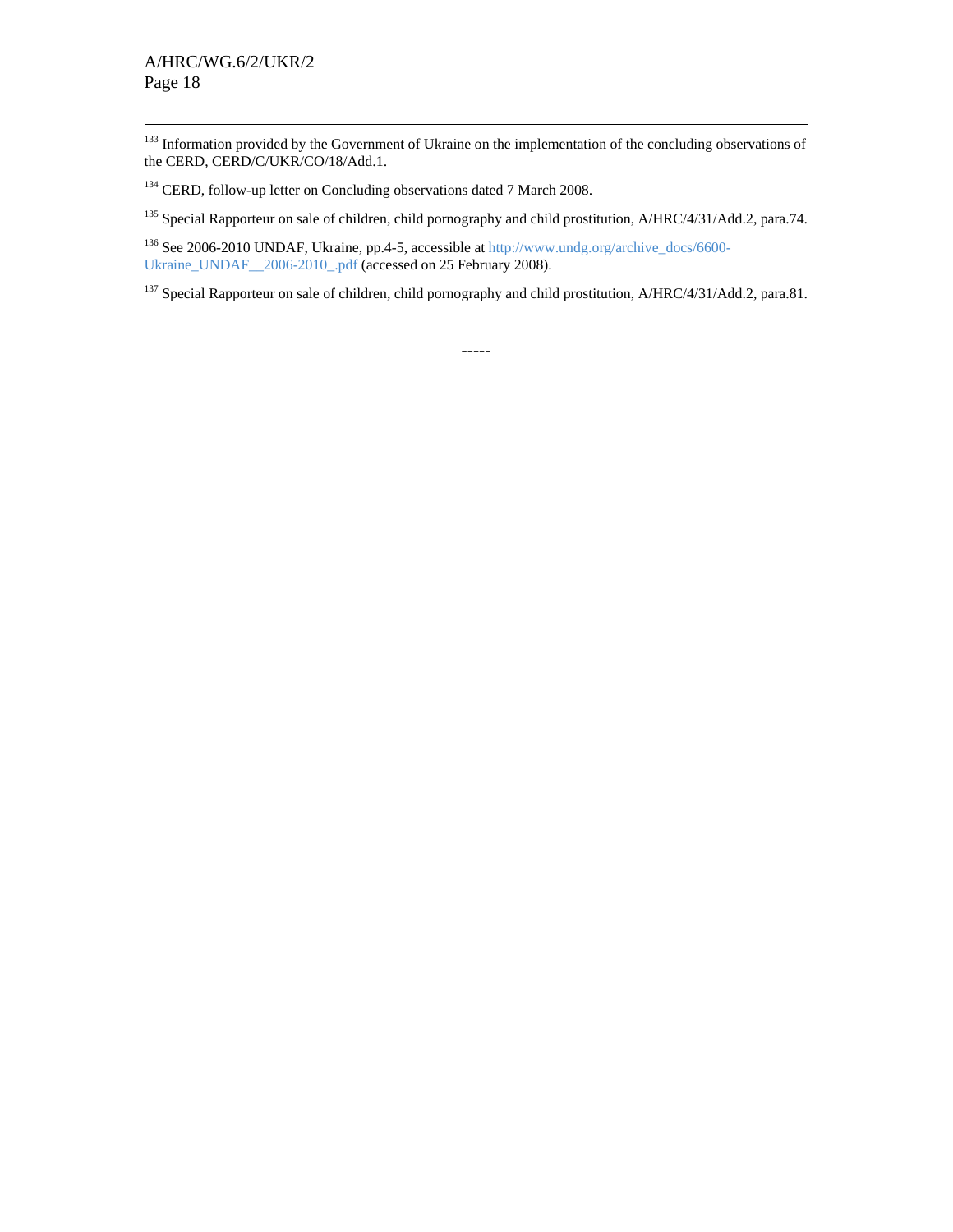[133] Information provided by the Government of Ukraine on the implementation of the concluding observations of the CERD, CERD/C/UKR/CO/18/Add.1.

[134] CERD, follow-up letter on Concluding observations dated 7 March 2008.

[135] Special Rapporteur on sale of children, child pornography and child prostitution, A/HRC/4/31/Add.2, para.74.

[136] See 2006-2010 UNDAF, Ukraine, pp.4-5, accessible at http://www.undg.org/archive_docs/6600-Ukraine_UNDAF__2006-2010_.pdf (accessed on 25 February 2008).

[137] Special Rapporteur on sale of children, child pornography and child prostitution, A/HRC/4/31/Add.2, para.81.

-----